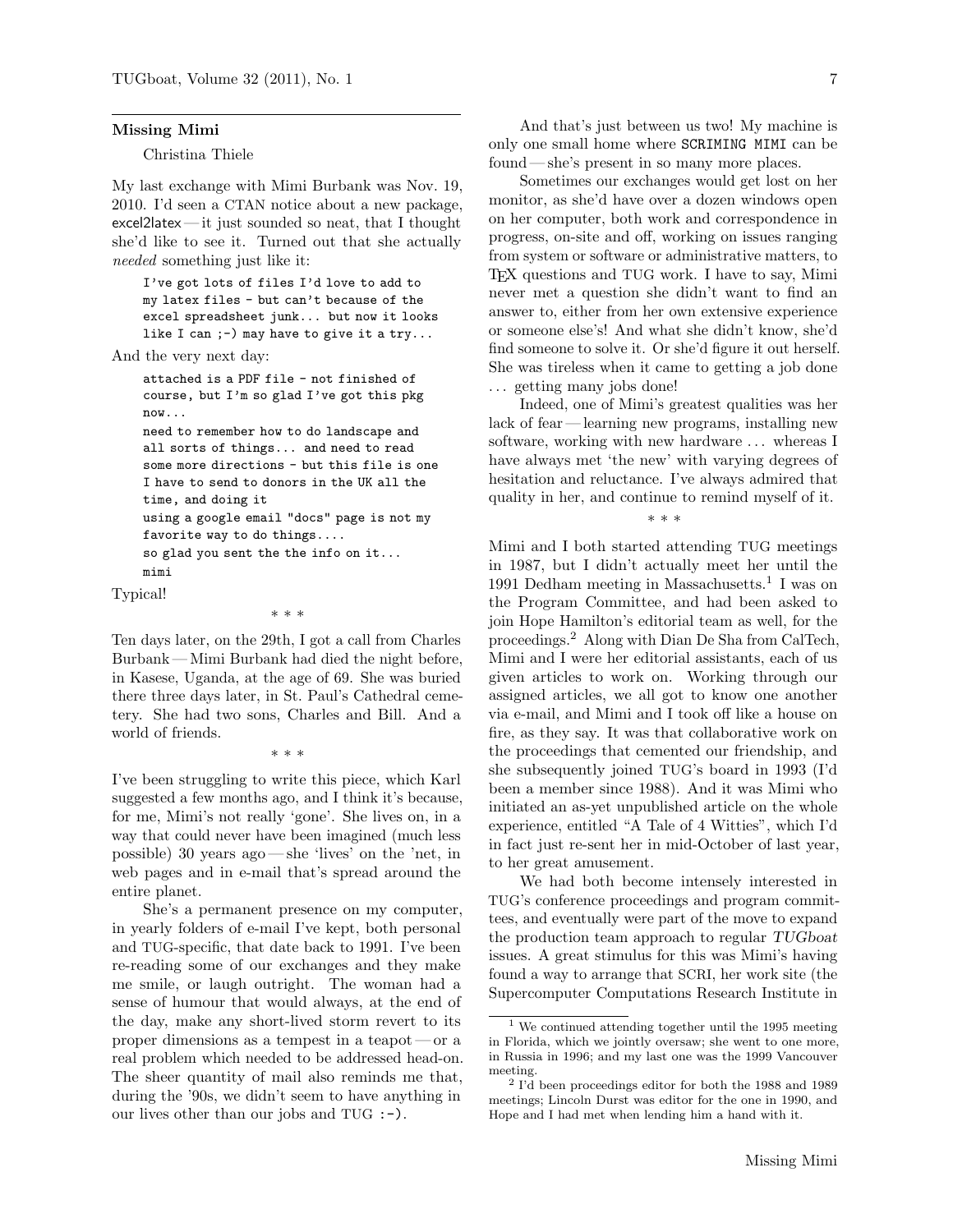## Missing Mimi

Christina Thiele

My last exchange with Mimi Burbank was Nov. 19, 2010. I'd seen a CTAN notice about a new package, excel2latex — it just sounded so neat, that I thought she'd like to see it. Turned out that she actually *needed* something just like it:

```
I've got lots of files I'd love to add to
my latex files - but can't because of the
excel spreadsheet junk... but now it looks
like I can ;-) may have to give it a try...
```

And the very next day:

```
attached is a PDF file - not finished of
course, but I'm so glad I've got this pkg
now...
need to remember how to do landscape and
all sorts of things... and need to read
some more directions - but this file is one
I have to send to donors in the UK all the
time, and doing it
using a google email "docs" page is not my
favorite way to do things....
so glad you sent the the info on it...
mimi
```

Typical!

\* \* \*

Ten days later, on the 29th, I got a call from Charles Burbank — Mimi Burbank had died the night before, in Kasese, Uganda, at the age of 69. She was buried there three days later, in St. Paul's Cathedral cemetery. She had two sons, Charles and Bill. And a world of friends.

\* \* \*

I've been struggling to write this piece, which Karl suggested a few months ago, and I think it's because, for me, Mimi's not really 'gone'. She lives on, in a way that could never have been imagined (much less possible) 30 years ago — she 'lives' on the 'net, in web pages and in e-mail that's spread around the entire planet.

She's a permanent presence on my computer, in yearly folders of e-mail I've kept, both personal and TUG-specific, that date back to 1991. I've been re-reading some of our exchanges and they make me smile, or laugh outright. The woman had a sense of humour that would always, at the end of the day, make any short-lived storm revert to its proper dimensions as a tempest in a teapot — or a real problem which needed to be addressed head-on. The sheer quantity of mail also reminds me that, during the '90s, we didn't seem to have anything in our lives other than our jobs and TUG `:-)`.

And that's just between us two! My machine is only one small home where `SCRIMING MIMI` can be found — she's present in so many more places.

Sometimes our exchanges would get lost on her monitor, as she'd have over a dozen windows open on her computer, both work and correspondence in progress, on-site and off, working on issues ranging from system or software or administrative matters, to TeX questions and TUG work. I have to say, Mimi never met a question she didn't want to find an answer to, either from her own extensive experience or someone else's! And what she didn't know, she'd find someone to solve it. Or she'd figure it out herself. She was tireless when it came to getting a job done … getting many jobs done!

Indeed, one of Mimi's greatest qualities was her lack of fear — learning new programs, installing new software, working with new hardware … whereas I have always met 'the new' with varying degrees of hesitation and reluctance. I've always admired that quality in her, and continue to remind myself of it.

\* \* \*

Mimi and I both started attending TUG meetings in 1987, but I didn't actually meet her until the 1991 Dedham meeting in Massachusetts.[1] I was on the Program Committee, and had been asked to join Hope Hamilton's editorial team as well, for the proceedings.[2] Along with Dian De Sha from CalTech, Mimi and I were her editorial assistants, each of us given articles to work on. Working through our assigned articles, we all got to know one another via e-mail, and Mimi and I took off like a house on fire, as they say. It was that collaborative work on the proceedings that cemented our friendship, and she subsequently joined TUG's board in 1993 (I'd been a member since 1988). And it was Mimi who initiated an as-yet unpublished article on the whole experience, entitled "A Tale of 4 Witties", which I'd in fact just re-sent her in mid-October of last year, to her great amusement.

We had both become intensely interested in TUG's conference proceedings and program committees, and eventually were part of the move to expand the production team approach to regular *TUGboat* issues. A great stimulus for this was Mimi's having found a way to arrange that SCRI, her work site (the Supercomputer Computations Research Institute in

[1] We continued attending together until the 1995 meeting in Florida, which we jointly oversaw; she went to one more, in Russia in 1996; and my last one was the 1999 Vancouver meeting.

[2] I'd been proceedings editor for both the 1988 and 1989 meetings; Lincoln Durst was editor for the one in 1990, and Hope and I had met when lending him a hand with it.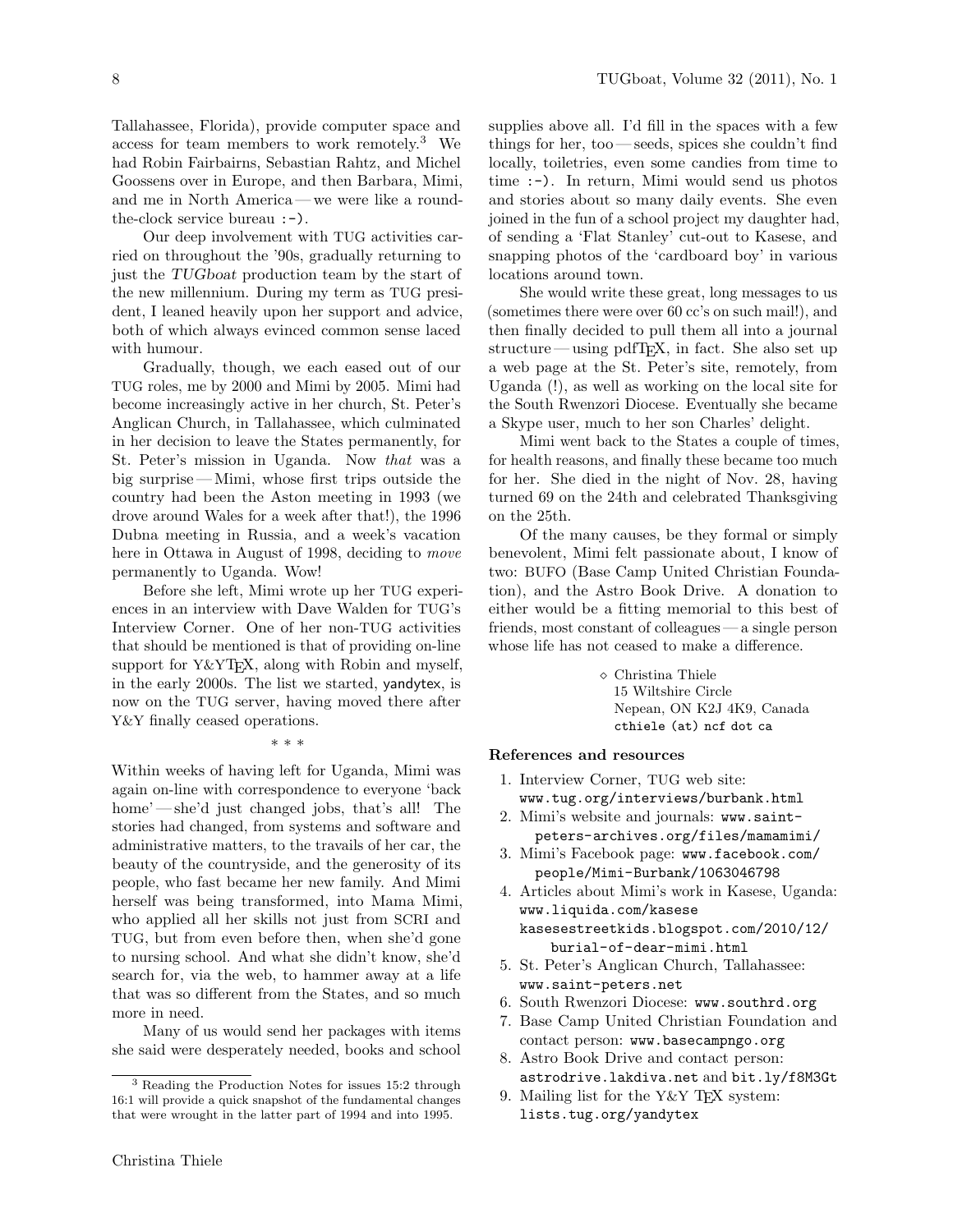Tallahassee, Florida), provide computer space and access for team members to work remotely.[3] We had Robin Fairbairns, Sebastian Rahtz, and Michel Goossens over in Europe, and then Barbara, Mimi, and me in North America — we were like a round-the-clock service bureau :-).

Our deep involvement with TUG activities carried on throughout the '90s, gradually returning to just the *TUGboat* production team by the start of the new millennium. During my term as TUG president, I leaned heavily upon her support and advice, both of which always evinced common sense laced with humour.

Gradually, though, we each eased out of our TUG roles, me by 2000 and Mimi by 2005. Mimi had become increasingly active in her church, St. Peter's Anglican Church, in Tallahassee, which culminated in her decision to leave the States permanently, for St. Peter's mission in Uganda. Now *that* was a big surprise — Mimi, whose first trips outside the country had been the Aston meeting in 1993 (we drove around Wales for a week after that!), the 1996 Dubna meeting in Russia, and a week's vacation here in Ottawa in August of 1998, deciding to *move* permanently to Uganda. Wow!

Before she left, Mimi wrote up her TUG experiences in an interview with Dave Walden for TUG's Interview Corner. One of her non-TUG activities that should be mentioned is that of providing on-line support for Y&YTeX, along with Robin and myself, in the early 2000s. The list we started, yandytex, is now on the TUG server, having moved there after Y&Y finally ceased operations.

\* \* \*

Within weeks of having left for Uganda, Mimi was again on-line with correspondence to everyone 'back home' — she'd just changed jobs, that's all! The stories had changed, from systems and software and administrative matters, to the travails of her car, the beauty of the countryside, and the generosity of its people, who fast became her new family. And Mimi herself was being transformed, into Mama Mimi, who applied all her skills not just from SCRI and TUG, but from even before then, when she'd gone to nursing school. And what she didn't know, she'd search for, via the web, to hammer away at a life that was so different from the States, and so much more in need.

Many of us would send her packages with items she said were desperately needed, books and school supplies above all. I'd fill in the spaces with a few things for her, too — seeds, spices she couldn't find locally, toiletries, even some candies from time to time :-). In return, Mimi would send us photos and stories about so many daily events. She even joined in the fun of a school project my daughter had, of sending a 'Flat Stanley' cut-out to Kasese, and snapping photos of the 'cardboard boy' in various locations around town.

She would write these great, long messages to us (sometimes there were over 60 cc's on such mail!), and then finally decided to pull them all into a journal structure — using pdfTeX, in fact. She also set up a web page at the St. Peter's site, remotely, from Uganda (!), as well as working on the local site for the South Rwenzori Diocese. Eventually she became a Skype user, much to her son Charles' delight.

Mimi went back to the States a couple of times, for health reasons, and finally these became too much for her. She died in the night of Nov. 28, having turned 69 on the 24th and celebrated Thanksgiving on the 25th.

Of the many causes, be they formal or simply benevolent, Mimi felt passionate about, I know of two: BUFO (Base Camp United Christian Foundation), and the Astro Book Drive. A donation to either would be a fitting memorial to this best of friends, most constant of colleagues — a single person whose life has not ceased to make a difference.

◇ Christina Thiele
15 Wiltshire Circle
Nepean, ON K2J 4K9, Canada
cthiele (at) ncf dot ca

### References and resources

1. Interview Corner, TUG web site: www.tug.org/interviews/burbank.html
2. Mimi's website and journals: www.saint-peters-archives.org/files/mamamimi/
3. Mimi's Facebook page: www.facebook.com/people/Mimi-Burbank/1063046798
4. Articles about Mimi's work in Kasese, Uganda: www.liquida.com/kasese
   kasesestreetkids.blogspot.com/2010/12/burial-of-dear-mimi.html
5. St. Peter's Anglican Church, Tallahassee: www.saint-peters.net
6. South Rwenzori Diocese: www.southrd.org
7. Base Camp United Christian Foundation and contact person: www.basecampngo.org
8. Astro Book Drive and contact person: astrodrive.lakdiva.net and bit.ly/f8M3Gt
9. Mailing list for the Y&Y TeX system: lists.tug.org/yandytex

[3] Reading the Production Notes for issues 15:2 through 16:1 will provide a quick snapshot of the fundamental changes that were wrought in the latter part of 1994 and into 1995.